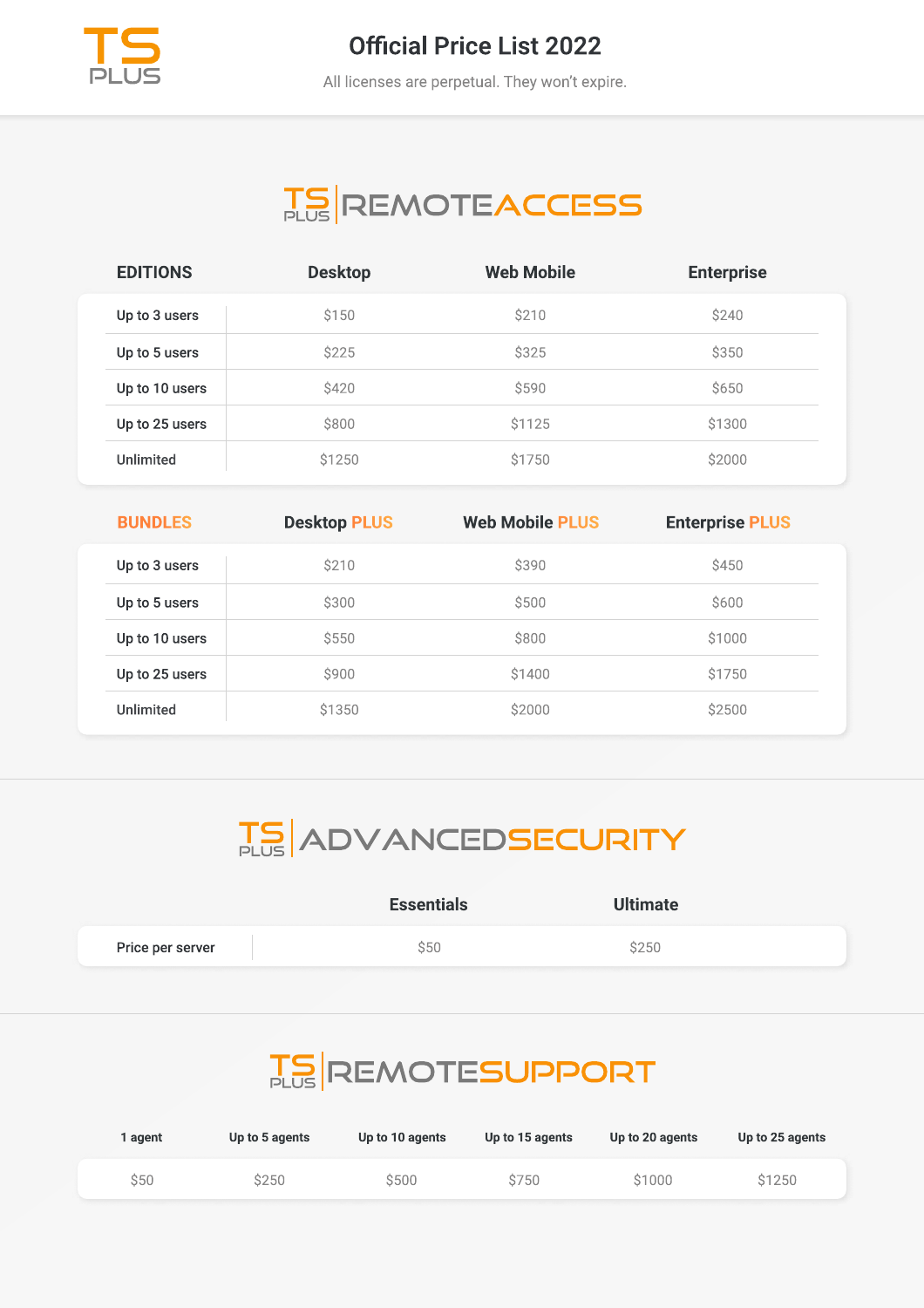# Official Price List 2022

All licenses are perpetual. They won't expire.

## TS PLUS REMOTE ACCESS

| EDITIONS | Desktop | Web Mobile | Enterprise |
|---|---|---|---|
| Up to 3 users | $150 | $210 | $240 |
| Up to 5 users | $225 | $325 | $350 |
| Up to 10 users | $420 | $590 | $650 |
| Up to 25 users | $800 | $1125 | $1300 |
| Unlimited | $1250 | $1750 | $2000 |

| BUNDLES | Desktop PLUS | Web Mobile PLUS | Enterprise PLUS |
|---|---|---|---|
| Up to 3 users | $210 | $390 | $450 |
| Up to 5 users | $300 | $500 | $600 |
| Up to 10 users | $550 | $800 | $1000 |
| Up to 25 users | $900 | $1400 | $1750 |
| Unlimited | $1350 | $2000 | $2500 |

## TS PLUS ADVANCED SECURITY

| | Essentials | Ultimate |
|---|---|---|
| Price per server | $50 | $250 |

## TS PLUS REMOTE SUPPORT

| 1 agent | Up to 5 agents | Up to 10 agents | Up to 15 agents | Up to 20 agents | Up to 25 agents |
|---|---|---|---|---|---|
| $50 | $250 | $500 | $750 | $1000 | $1250 |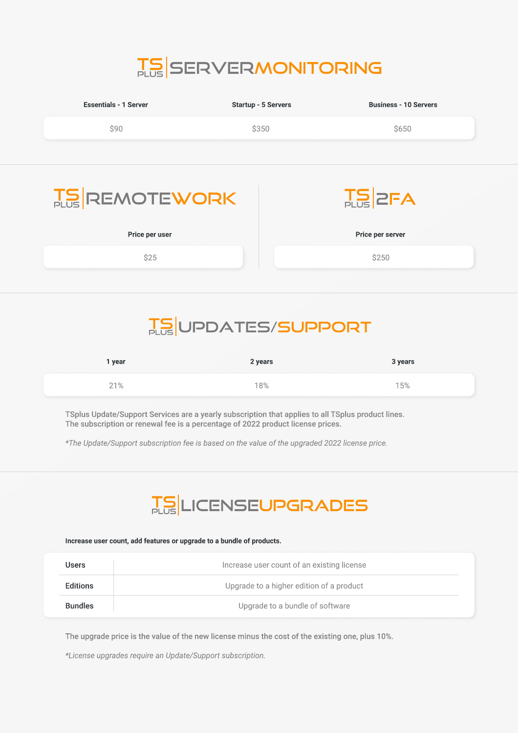## TSplus | Server Monitoring

| Essentials - 1 Server | Startup - 5 Servers | Business - 10 Servers |
|---|---|---|
| $90 | $350 | $650 |

## TSplus | Remote Work

| Price per user |
|---|
| $25 |

## TSplus | 2FA

| Price per server |
|---|
| $250 |

## TSplus | Updates/Support

| 1 year | 2 years | 3 years |
|---|---|---|
| 21% | 18% | 15% |

TSplus Update/Support Services are a yearly subscription that applies to all TSplus product lines. The subscription or renewal fee is a percentage of 2022 product license prices.

*\*The Update/Support subscription fee is based on the value of the upgraded 2022 license price.*

## TSplus | License Upgrades

**Increase user count, add features or upgrade to a bundle of products.**

| | |
|---|---|
| **Users** | Increase user count of an existing license |
| **Editions** | Upgrade to a higher edition of a product |
| **Bundles** | Upgrade to a bundle of software |

The upgrade price is the value of the new license minus the cost of the existing one, plus 10%.

*\*License upgrades require an Update/Support subscription.*